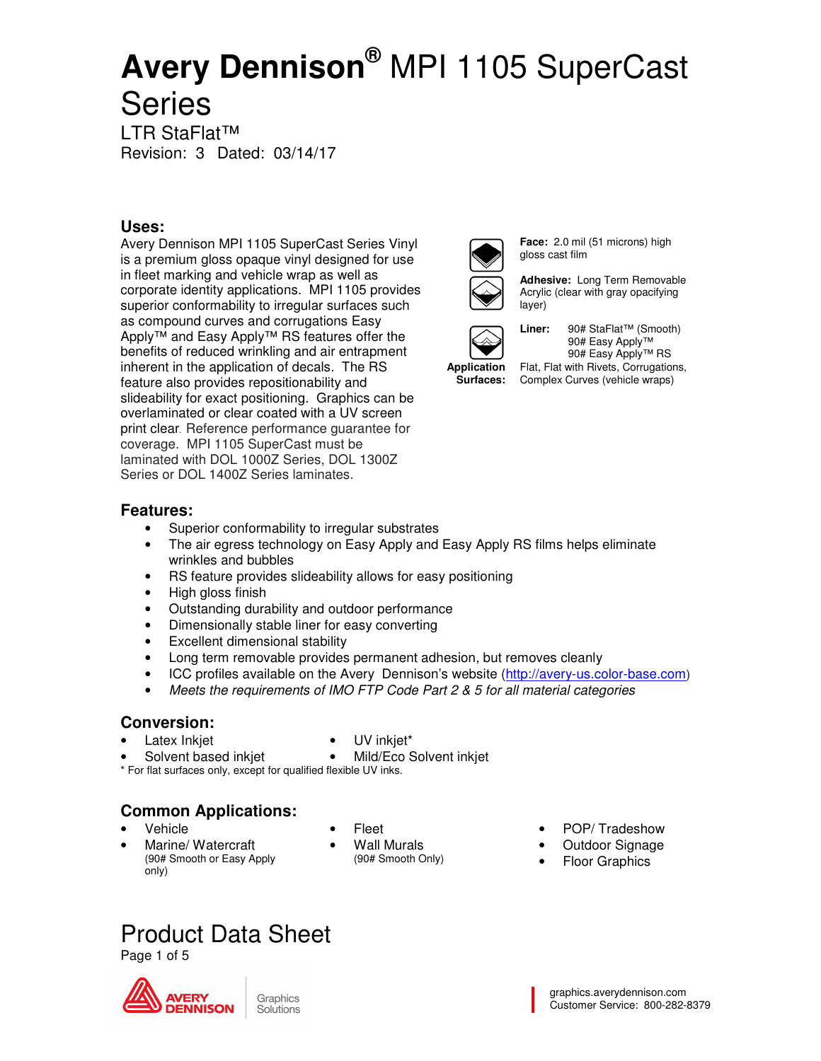# Avery Dennison® MPI 1105 SuperCast Series

LTR StaFlat™
Revision: 3 Dated: 03/14/17

## Uses:

Avery Dennison MPI 1105 SuperCast Series Vinyl is a premium gloss opaque vinyl designed for use in fleet marking and vehicle wrap as well as corporate identity applications. MPI 1105 provides superior conformability to irregular surfaces such as compound curves and corrugations Easy Apply™ and Easy Apply™ RS features offer the benefits of reduced wrinkling and air entrapment inherent in the application of decals. The RS feature also provides repositionability and slideability for exact positioning. Graphics can be overlaminated or clear coated with a UV screen print clear. Reference performance guarantee for coverage. MPI 1105 SuperCast must be laminated with DOL 1000Z Series, DOL 1300Z Series or DOL 1400Z Series laminates.

**Face:** 2.0 mil (51 microns) high gloss cast film

**Adhesive:** Long Term Removable Acrylic (clear with gray opacifying layer)

**Liner:** 90# StaFlat™ (Smooth)
90# Easy Apply™
90# Easy Apply™ RS

**Application Surfaces:** Flat, Flat with Rivets, Corrugations, Complex Curves (vehicle wraps)

## Features:

- Superior conformability to irregular substrates
- The air egress technology on Easy Apply and Easy Apply RS films helps eliminate wrinkles and bubbles
- RS feature provides slideability allows for easy positioning
- High gloss finish
- Outstanding durability and outdoor performance
- Dimensionally stable liner for easy converting
- Excellent dimensional stability
- Long term removable provides permanent adhesion, but removes cleanly
- ICC profiles available on the Avery Dennison's website (http://avery-us.color-base.com)
- *Meets the requirements of IMO FTP Code Part 2 & 5 for all material categories*

## Conversion:

- Latex Inkjet
- Solvent based inkjet
- UV inkjet*
- Mild/Eco Solvent inkjet

\* For flat surfaces only, except for qualified flexible UV inks.

## Common Applications:

- Vehicle
- Marine/ Watercraft (90# Smooth or Easy Apply only)
- Fleet
- Wall Murals (90# Smooth Only)
- POP/ Tradeshow
- Outdoor Signage
- Floor Graphics

# Product Data Sheet

graphics.averydennison.com
Customer Service: 800-282-8379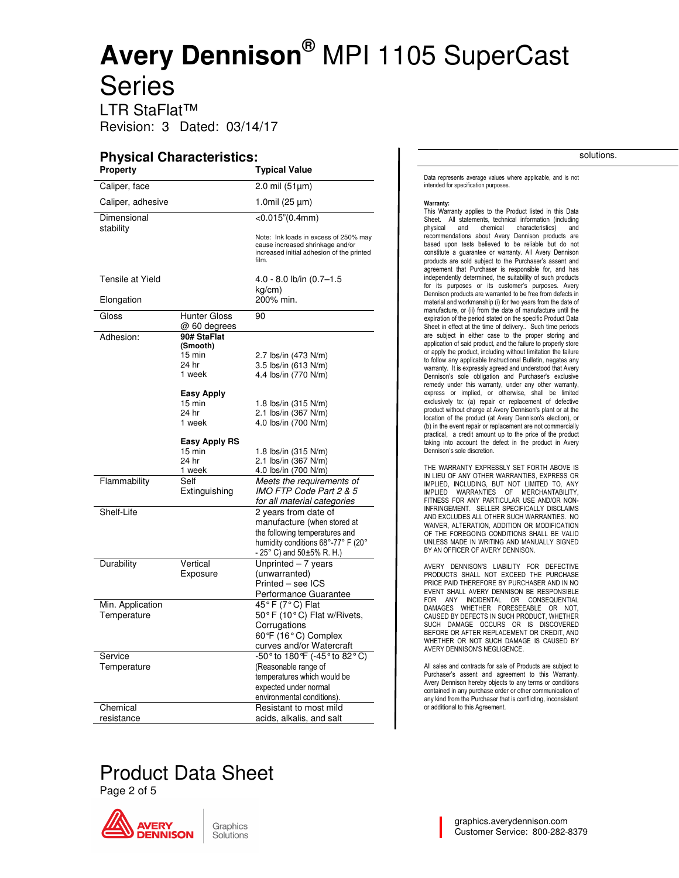# Avery Dennison® MPI 1105 SuperCast Series

LTR StaFlat™

Revision: 3 Dated: 03/14/17

## Physical Characteristics:

| Property | | Typical Value |
|---|---|---|
| Caliper, face | | 2.0 mil (51µm) |
| Caliper, adhesive | | 1.0mil (25 µm) |
| Dimensional stability | | <0.015"(0.4mm)<br><br>Note: Ink loads in excess of 250% may cause increased shrinkage and/or increased initial adhesion of the printed film. |
| Tensile at Yield | | 4.0 - 8.0 lb/in (0.7–1.5 kg/cm) |
| Elongation | | 200% min. |
| Gloss | Hunter Gloss @ 60 degrees | 90 |
| Adhesion: | **90# StaFlat (Smooth)** | |
| | 15 min | 2.7 lbs/in (473 N/m) |
| | 24 hr | 3.5 lbs/in (613 N/m) |
| | 1 week | 4.4 lbs/in (770 N/m) |
| | **Easy Apply** | |
| | 15 min | 1.8 lbs/in (315 N/m) |
| | 24 hr | 2.1 lbs/in (367 N/m) |
| | 1 week | 4.0 lbs/in (700 N/m) |
| | **Easy Apply RS** | |
| | 15 min | 1.8 lbs/in (315 N/m) |
| | 24 hr | 2.1 lbs/in (367 N/m) |
| | 1 week | 4.0 lbs/in (700 N/m) |
| Flammability | Self Extinguishing | *Meets the requirements of IMO FTP Code Part 2 & 5 for all material categories* |
| Shelf-Life | | 2 years from date of manufacture (when stored at the following temperatures and humidity conditions 68°-77° F (20° - 25° C) and 50±5% R. H.) |
| Durability | Vertical Exposure | Unprinted – 7 years (unwarranted)<br>Printed – see ICS Performance Guarantee |
| Min. Application Temperature | | 45° F (7° C) Flat<br>50° F (10° C) Flat w/Rivets, Corrugations<br>60°F (16° C) Complex curves and/or Watercraft |
| Service Temperature | | -50° to 180°F (-45° to 82° C) (Reasonable range of temperatures which would be expected under normal environmental conditions). |
| Chemical resistance | | Resistant to most mild acids, alkalis, and salt |

solutions.

Data represents average values where applicable, and is not intended for specification purposes.

**Warranty:**
This Warranty applies to the Product listed in this Data Sheet. All statements, technical information (including physical and chemical characteristics) and recommendations about Avery Dennison products are based upon tests believed to be reliable but do not constitute a guarantee or warranty. All Avery Dennison products are sold subject to the Purchaser's assent and agreement that Purchaser is responsible for, and has independently determined, the suitability of such products for its purposes or its customer's purposes. Avery Dennison products are warranted to be free from defects in material and workmanship (i) for two years from the date of manufacture, or (ii) from the date of manufacture until the expiration of the period stated on the specific Product Data Sheet in effect at the time of delivery.. Such time periods are subject in either case to the proper storing and application of said product, and the failure to properly store or apply the product, including without limitation the failure to follow any applicable Instructional Bulletin, negates any warranty. It is expressly agreed and understood that Avery Dennison's sole obligation and Purchaser's exclusive remedy under this warranty, under any other warranty, express or implied, or otherwise, shall be limited exclusively to: (a) repair or replacement of defective product without charge at Avery Dennison's plant or at the location of the product (at Avery Dennison's election), or (b) in the event repair or replacement are not commercially practical, a credit amount up to the price of the product taking into account the defect in the product in Avery Dennison's sole discretion.

THE WARRANTY EXPRESSLY SET FORTH ABOVE IS IN LIEU OF ANY OTHER WARRANTIES, EXPRESS OR IMPLIED, INCLUDING, BUT NOT LIMITED TO, ANY IMPLIED WARRANTIES OF MERCHANTABILITY, FITNESS FOR ANY PARTICULAR USE AND/OR NON-INFRINGEMENT. SELLER SPECIFICALLY DISCLAIMS AND EXCLUDES ALL OTHER SUCH WARRANTIES. NO WAIVER, ALTERATION, ADDITION OR MODIFICATION OF THE FOREGOING CONDITIONS SHALL BE VALID UNLESS MADE IN WRITING AND MANUALLY SIGNED BY AN OFFICER OF AVERY DENNISON.

AVERY DENNISON'S LIABILITY FOR DEFECTIVE PRODUCTS SHALL NOT EXCEED THE PURCHASE PRICE PAID THEREFORE BY PURCHASER AND IN NO EVENT SHALL AVERY DENNISON BE RESPONSIBLE FOR ANY INCIDENTAL OR CONSEQUENTIAL DAMAGES WHETHER FORESEEABLE OR NOT, CAUSED BY DEFECTS IN SUCH PRODUCT, WHETHER SUCH DAMAGE OCCURS OR IS DISCOVERED BEFORE OR AFTER REPLACEMENT OR CREDIT, AND WHETHER OR NOT SUCH DAMAGE IS CAUSED BY AVERY DENNISON'S NEGLIGENCE.

All sales and contracts for sale of Products are subject to Purchaser's assent and agreement to this Warranty. Avery Dennison hereby objects to any terms or conditions contained in any purchase order or other communication of any kind from the Purchaser that is conflicting, inconsistent or additional to this Agreement.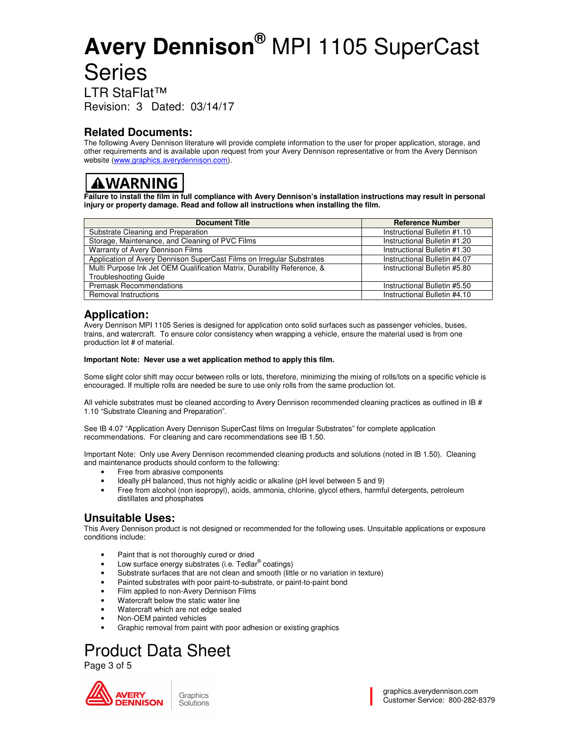# **Avery Dennison®** MPI 1105 SuperCast Series

LTR StaFlat™

Revision: 3 Dated: 03/14/17

## Related Documents:

The following Avery Dennison literature will provide complete information to the user for proper application, storage, and other requirements and is available upon request from your Avery Dennison representative or from the Avery Dennison website (www.graphics.averydennison.com).

**⚠WARNING**

**Failure to install the film in full compliance with Avery Dennison's installation instructions may result in personal injury or property damage. Read and follow all instructions when installing the film.**

| Document Title | Reference Number |
| --- | --- |
| Substrate Cleaning and Preparation | Instructional Bulletin #1.10 |
| Storage, Maintenance, and Cleaning of PVC Films | Instructional Bulletin #1.20 |
| Warranty of Avery Dennison Films | Instructional Bulletin #1.30 |
| Application of Avery Dennison SuperCast Films on Irregular Substrates | Instructional Bulletin #4.07 |
| Multi Purpose Ink Jet OEM Qualification Matrix, Durability Reference, & Troubleshooting Guide | Instructional Bulletin #5.80 |
| Premask Recommendations | Instructional Bulletin #5.50 |
| Removal Instructions | Instructional Bulletin #4.10 |

## Application:

Avery Dennison MPI 1105 Series is designed for application onto solid surfaces such as passenger vehicles, buses, trains, and watercraft. To ensure color consistency when wrapping a vehicle, ensure the material used is from one production lot # of material.

**Important Note: Never use a wet application method to apply this film.**

Some slight color shift may occur between rolls or lots, therefore, minimizing the mixing of rolls/lots on a specific vehicle is encouraged. If multiple rolls are needed be sure to use only rolls from the same production lot.

All vehicle substrates must be cleaned according to Avery Dennison recommended cleaning practices as outlined in IB # 1.10 "Substrate Cleaning and Preparation".

See IB 4.07 "Application Avery Dennison SuperCast films on Irregular Substrates" for complete application recommendations. For cleaning and care recommendations see IB 1.50.

Important Note: Only use Avery Dennison recommended cleaning products and solutions (noted in IB 1.50). Cleaning and maintenance products should conform to the following:

- Free from abrasive components
- Ideally pH balanced, thus not highly acidic or alkaline (pH level between 5 and 9)
- Free from alcohol (non isopropyl), acids, ammonia, chlorine, glycol ethers, harmful detergents, petroleum distillates and phosphates

## Unsuitable Uses:

This Avery Dennison product is not designed or recommended for the following uses. Unsuitable applications or exposure conditions include:

- Paint that is not thoroughly cured or dried
- Low surface energy substrates (i.e. Tedlar® coatings)
- Substrate surfaces that are not clean and smooth (little or no variation in texture)
- Painted substrates with poor paint-to-substrate, or paint-to-paint bond
- Film applied to non-Avery Dennison Films
- Watercraft below the static water line
- Watercraft which are not edge sealed
- Non-OEM painted vehicles
- Graphic removal from paint with poor adhesion or existing graphics

# Product Data Sheet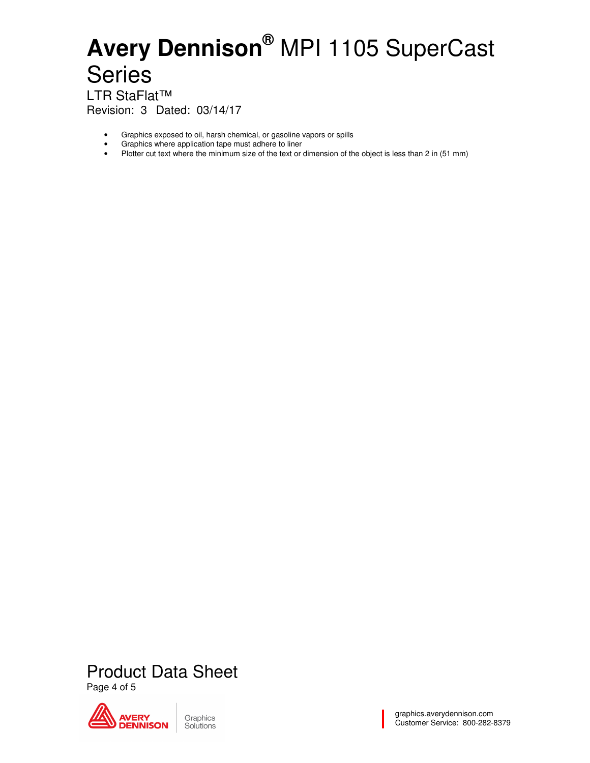- Graphics exposed to oil, harsh chemical, or gasoline vapors or spills
- Graphics where application tape must adhere to liner
- Plotter cut text where the minimum size of the text or dimension of the object is less than 2 in (51 mm)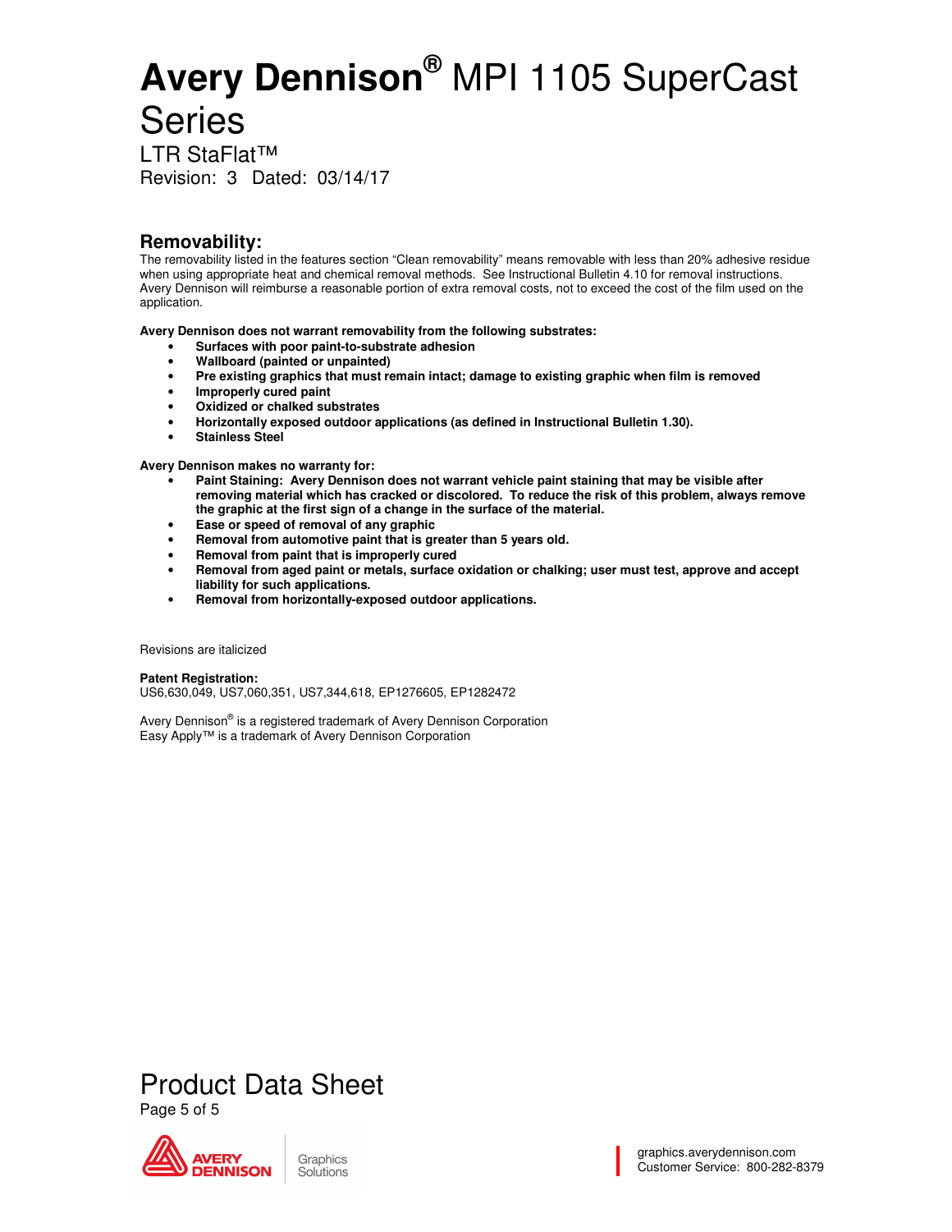## Removability:

The removability listed in the features section "Clean removability" means removable with less than 20% adhesive residue when using appropriate heat and chemical removal methods. See Instructional Bulletin 4.10 for removal instructions. Avery Dennison will reimburse a reasonable portion of extra removal costs, not to exceed the cost of the film used on the application.

**Avery Dennison does not warrant removability from the following substrates:**

- **Surfaces with poor paint-to-substrate adhesion**
- **Wallboard (painted or unpainted)**
- **Pre existing graphics that must remain intact; damage to existing graphic when film is removed**
- **Improperly cured paint**
- **Oxidized or chalked substrates**
- **Horizontally exposed outdoor applications (as defined in Instructional Bulletin 1.30).**
- **Stainless Steel**

**Avery Dennison makes no warranty for:**

- **Paint Staining: Avery Dennison does not warrant vehicle paint staining that may be visible after removing material which has cracked or discolored. To reduce the risk of this problem, always remove the graphic at the first sign of a change in the surface of the material.**
- **Ease or speed of removal of any graphic**
- **Removal from automotive paint that is greater than 5 years old.**
- **Removal from paint that is improperly cured**
- **Removal from aged paint or metals, surface oxidation or chalking; user must test, approve and accept liability for such applications.**
- **Removal from horizontally-exposed outdoor applications.**

Revisions are italicized

**Patent Registration:**
US6,630,049, US7,060,351, US7,344,618, EP1276605, EP1282472

Avery Dennison® is a registered trademark of Avery Dennison Corporation
Easy Apply™ is a trademark of Avery Dennison Corporation